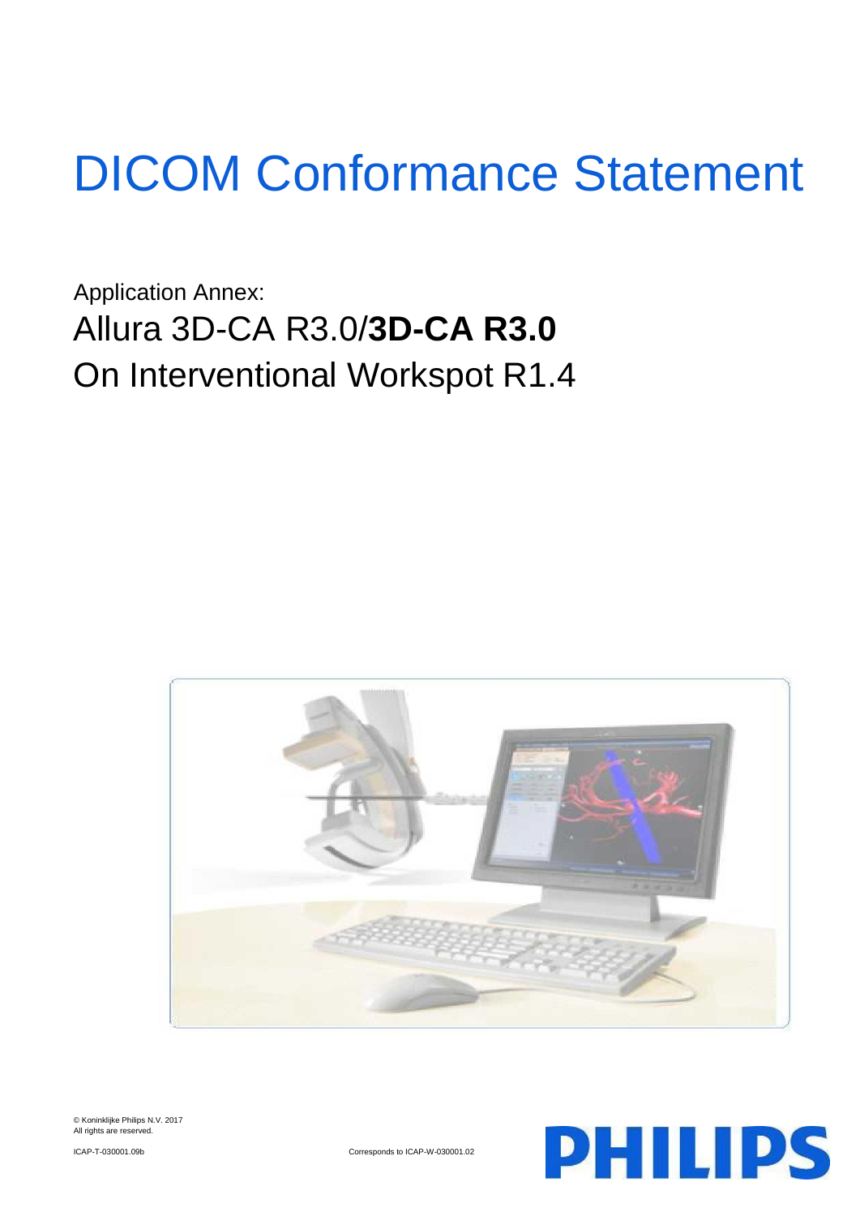# DICOM Conformance Statement

Application Annex:

## Allura 3D-CA R3.0/**3D-CA R3.0**
## On Interventional Workspot R1.4

© Koninklijke Philips N.V. 2017
All rights are reserved.

ICAP-T-030001.09b

Corresponds to ICAP-W-030001.02

PHILIPS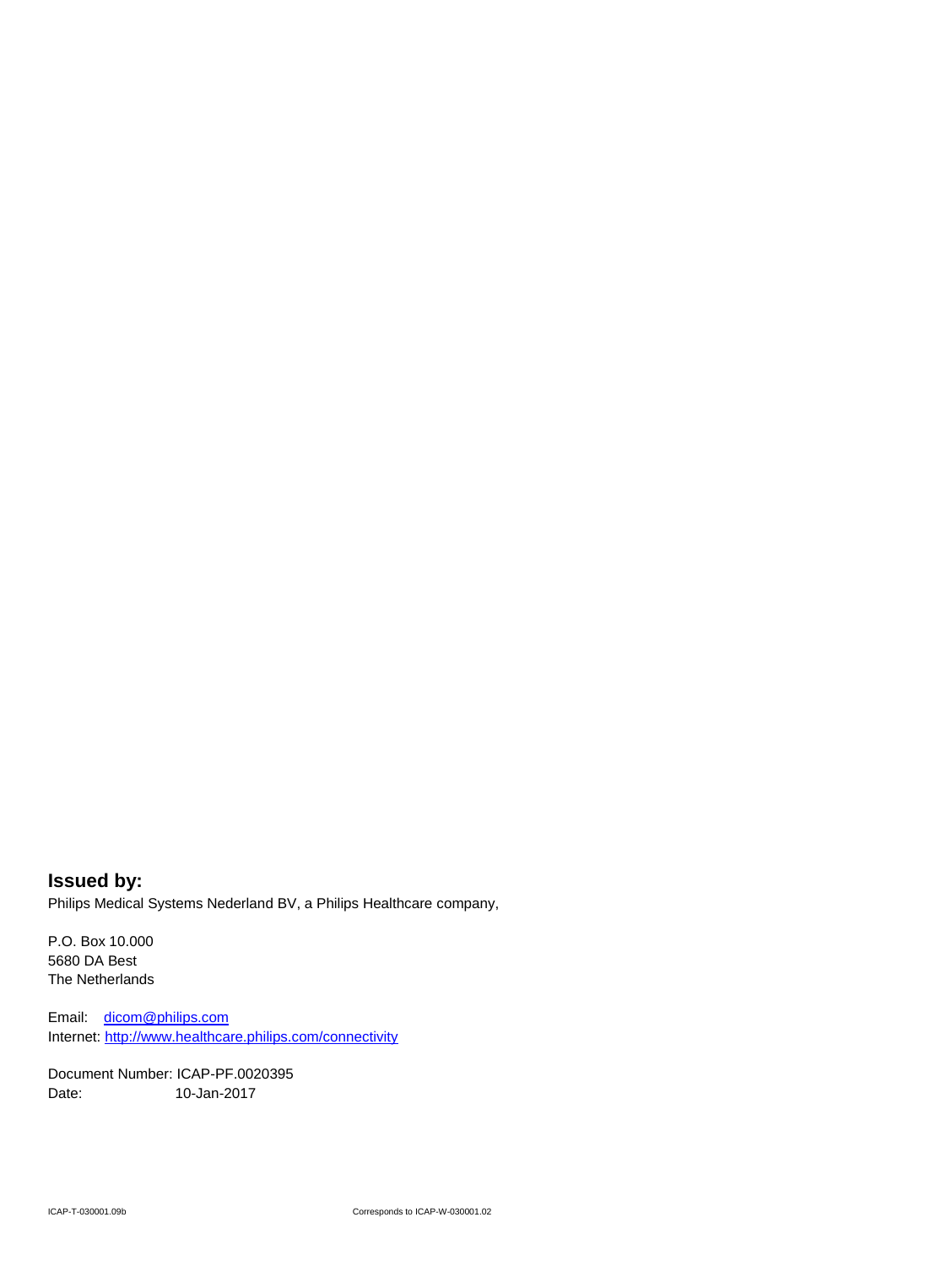**Issued by:**

Philips Medical Systems Nederland BV, a Philips Healthcare company,

P.O. Box 10.000
5680 DA Best
The Netherlands

Email: dicom@philips.com
Internet: http://www.healthcare.philips.com/connectivity

Document Number: ICAP-PF.0020395
Date: 10-Jan-2017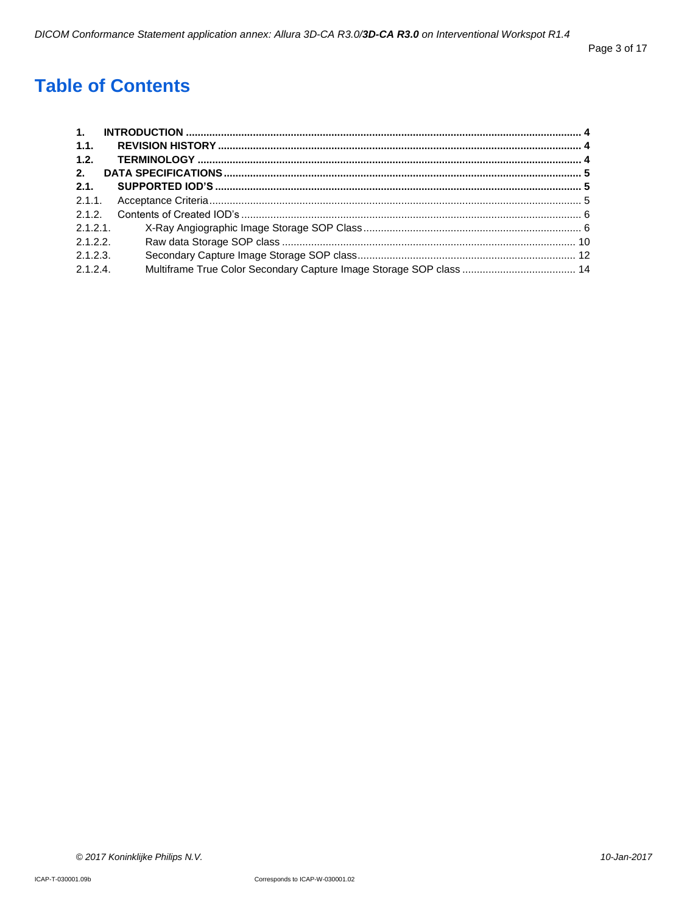# Table of Contents

**1. INTRODUCTION** ..... **4**
**1.1. REVISION HISTORY** ..... **4**
**1.2. TERMINOLOGY** ..... **4**
**2. DATA SPECIFICATIONS** ..... **5**
**2.1. SUPPORTED IOD'S** ..... **5**
2.1.1. Acceptance Criteria ..... 5
2.1.2. Contents of Created IOD's ..... 6
2.1.2.1. X-Ray Angiographic Image Storage SOP Class ..... 6
2.1.2.2. Raw data Storage SOP class ..... 10
2.1.2.3. Secondary Capture Image Storage SOP class ..... 12
2.1.2.4. Multiframe True Color Secondary Capture Image Storage SOP class ..... 14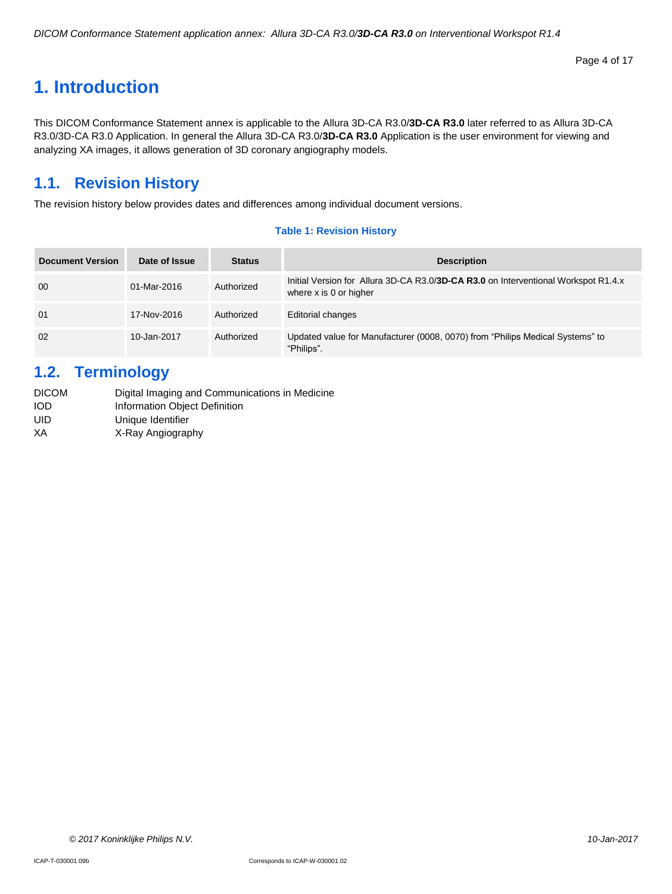# 1. Introduction

This DICOM Conformance Statement annex is applicable to the Allura 3D-CA R3.0/**3D-CA R3.0** later referred to as Allura 3D-CA R3.0/3D-CA R3.0 Application. In general the Allura 3D-CA R3.0/**3D-CA R3.0** Application is the user environment for viewing and analyzing XA images, it allows generation of 3D coronary angiography models.

## 1.1. Revision History

The revision history below provides dates and differences among individual document versions.

**Table 1: Revision History**

| Document Version | Date of Issue | Status | Description |
|---|---|---|---|
| 00 | 01-Mar-2016 | Authorized | Initial Version for Allura 3D-CA R3.0/**3D-CA R3.0** on Interventional Workspot R1.4.x where x is 0 or higher |
| 01 | 17-Nov-2016 | Authorized | Editorial changes |
| 02 | 10-Jan-2017 | Authorized | Updated value for Manufacturer (0008, 0070) from "Philips Medical Systems" to "Philips". |

## 1.2. Terminology

| | |
|---|---|
| DICOM | Digital Imaging and Communications in Medicine |
| IOD | Information Object Definition |
| UID | Unique Identifier |
| XA | X-Ray Angiography |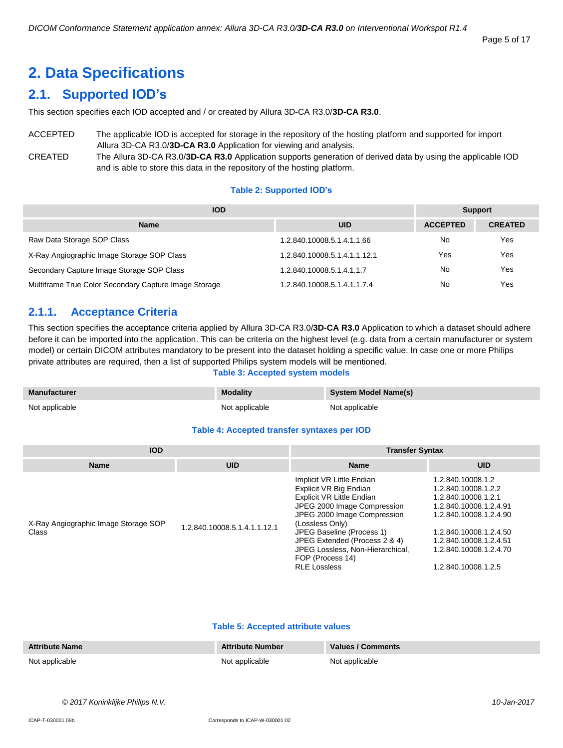# 2. Data Specifications

## 2.1. Supported IOD's

This section specifies each IOD accepted and / or created by Allura 3D-CA R3.0/**3D-CA R3.0**.

ACCEPTED — The applicable IOD is accepted for storage in the repository of the hosting platform and supported for import Allura 3D-CA R3.0/**3D-CA R3.0** Application for viewing and analysis.

CREATED — The Allura 3D-CA R3.0/**3D-CA R3.0** Application supports generation of derived data by using the applicable IOD and is able to store this data in the repository of the hosting platform.

**Table 2: Supported IOD's**

| IOD | | Support | |
|---|---|---|---|
| **Name** | **UID** | **ACCEPTED** | **CREATED** |
| Raw Data Storage SOP Class | 1.2.840.10008.5.1.4.1.1.66 | No | Yes |
| X-Ray Angiographic Image Storage SOP Class | 1.2.840.10008.5.1.4.1.1.12.1 | Yes | Yes |
| Secondary Capture Image Storage SOP Class | 1.2.840.10008.5.1.4.1.1.7 | No | Yes |
| Multiframe True Color Secondary Capture Image Storage | 1.2.840.10008.5.1.4.1.1.7.4 | No | Yes |

### 2.1.1. Acceptance Criteria

This section specifies the acceptance criteria applied by Allura 3D-CA R3.0/**3D-CA R3.0** Application to which a dataset should adhere before it can be imported into the application. This can be criteria on the highest level (e.g. data from a certain manufacturer or system model) or certain DICOM attributes mandatory to be present into the dataset holding a specific value. In case one or more Philips private attributes are required, then a list of supported Philips system models will be mentioned.

**Table 3: Accepted system models**

| Manufacturer | Modality | System Model Name(s) |
|---|---|---|
| Not applicable | Not applicable | Not applicable |

**Table 4: Accepted transfer syntaxes per IOD**

| IOD | | Transfer Syntax | |
|---|---|---|---|
| **Name** | **UID** | **Name** | **UID** |
| X-Ray Angiographic Image Storage SOP Class | 1.2.840.10008.5.1.4.1.1.12.1 | Implicit VR Little Endian | 1.2.840.10008.1.2 |
| | | Explicit VR Big Endian | 1.2.840.10008.1.2.2 |
| | | Explicit VR Little Endian | 1.2.840.10008.1.2.1 |
| | | JPEG 2000 Image Compression | 1.2.840.10008.1.2.4.91 |
| | | JPEG 2000 Image Compression (Lossless Only) | 1.2.840.10008.1.2.4.90 |
| | | JPEG Baseline (Process 1) | 1.2.840.10008.1.2.4.50 |
| | | JPEG Extended (Process 2 & 4) | 1.2.840.10008.1.2.4.51 |
| | | JPEG Lossless, Non-Hierarchical, FOP (Process 14) | 1.2.840.10008.1.2.4.70 |
| | | RLE Lossless | 1.2.840.10008.1.2.5 |

**Table 5: Accepted attribute values**

| Attribute Name | Attribute Number | Values / Comments |
|---|---|---|
| Not applicable | Not applicable | Not applicable |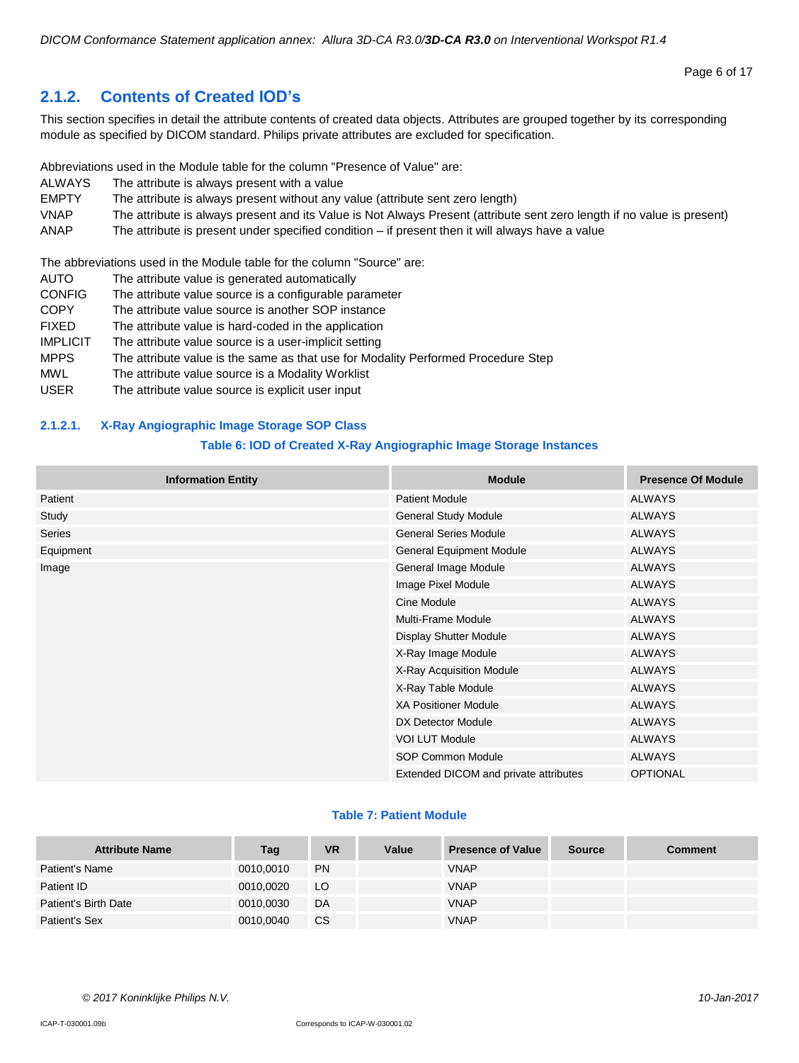## 2.1.2. Contents of Created IOD's

This section specifies in detail the attribute contents of created data objects. Attributes are grouped together by its corresponding module as specified by DICOM standard. Philips private attributes are excluded for specification.

Abbreviations used in the Module table for the column "Presence of Value" are:

| | |
|---|---|
| ALWAYS | The attribute is always present with a value |
| EMPTY | The attribute is always present without any value (attribute sent zero length) |
| VNAP | The attribute is always present and its Value is Not Always Present (attribute sent zero length if no value is present) |
| ANAP | The attribute is present under specified condition – if present then it will always have a value |

The abbreviations used in the Module table for the column "Source" are:

| | |
|---|---|
| AUTO | The attribute value is generated automatically |
| CONFIG | The attribute value source is a configurable parameter |
| COPY | The attribute value source is another SOP instance |
| FIXED | The attribute value is hard-coded in the application |
| IMPLICIT | The attribute value source is a user-implicit setting |
| MPPS | The attribute value is the same as that use for Modality Performed Procedure Step |
| MWL | The attribute value source is a Modality Worklist |
| USER | The attribute value source is explicit user input |

### 2.1.2.1. X-Ray Angiographic Image Storage SOP Class

**Table 6: IOD of Created X-Ray Angiographic Image Storage Instances**

| Information Entity | Module | Presence Of Module |
|---|---|---|
| Patient | Patient Module | ALWAYS |
| Study | General Study Module | ALWAYS |
| Series | General Series Module | ALWAYS |
| Equipment | General Equipment Module | ALWAYS |
| Image | General Image Module | ALWAYS |
| | Image Pixel Module | ALWAYS |
| | Cine Module | ALWAYS |
| | Multi-Frame Module | ALWAYS |
| | Display Shutter Module | ALWAYS |
| | X-Ray Image Module | ALWAYS |
| | X-Ray Acquisition Module | ALWAYS |
| | X-Ray Table Module | ALWAYS |
| | XA Positioner Module | ALWAYS |
| | DX Detector Module | ALWAYS |
| | VOI LUT Module | ALWAYS |
| | SOP Common Module | ALWAYS |
| | Extended DICOM and private attributes | OPTIONAL |

**Table 7: Patient Module**

| Attribute Name | Tag | VR | Value | Presence of Value | Source | Comment |
|---|---|---|---|---|---|---|
| Patient's Name | 0010,0010 | PN | | VNAP | | |
| Patient ID | 0010,0020 | LO | | VNAP | | |
| Patient's Birth Date | 0010,0030 | DA | | VNAP | | |
| Patient's Sex | 0010,0040 | CS | | VNAP | | |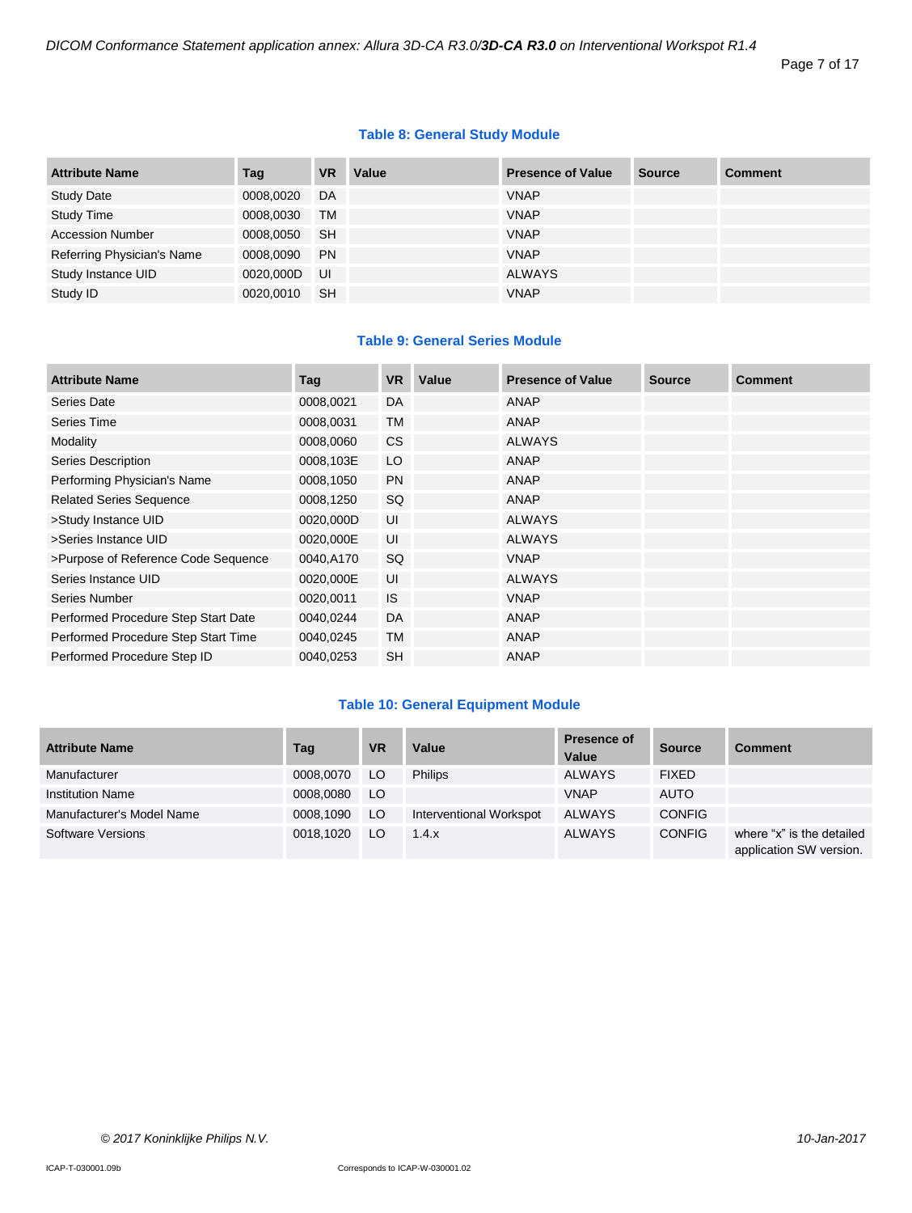**Table 8: General Study Module**

| Attribute Name | Tag | VR | Value | Presence of Value | Source | Comment |
|---|---|---|---|---|---|---|
| Study Date | 0008,0020 | DA | | VNAP | | |
| Study Time | 0008,0030 | TM | | VNAP | | |
| Accession Number | 0008,0050 | SH | | VNAP | | |
| Referring Physician's Name | 0008,0090 | PN | | VNAP | | |
| Study Instance UID | 0020,000D | UI | | ALWAYS | | |
| Study ID | 0020,0010 | SH | | VNAP | | |

**Table 9: General Series Module**

| Attribute Name | Tag | VR | Value | Presence of Value | Source | Comment |
|---|---|---|---|---|---|---|
| Series Date | 0008,0021 | DA | | ANAP | | |
| Series Time | 0008,0031 | TM | | ANAP | | |
| Modality | 0008,0060 | CS | | ALWAYS | | |
| Series Description | 0008,103E | LO | | ANAP | | |
| Performing Physician's Name | 0008,1050 | PN | | ANAP | | |
| Related Series Sequence | 0008,1250 | SQ | | ANAP | | |
| >Study Instance UID | 0020,000D | UI | | ALWAYS | | |
| >Series Instance UID | 0020,000E | UI | | ALWAYS | | |
| >Purpose of Reference Code Sequence | 0040,A170 | SQ | | VNAP | | |
| Series Instance UID | 0020,000E | UI | | ALWAYS | | |
| Series Number | 0020,0011 | IS | | VNAP | | |
| Performed Procedure Step Start Date | 0040,0244 | DA | | ANAP | | |
| Performed Procedure Step Start Time | 0040,0245 | TM | | ANAP | | |
| Performed Procedure Step ID | 0040,0253 | SH | | ANAP | | |

**Table 10: General Equipment Module**

| Attribute Name | Tag | VR | Value | Presence of Value | Source | Comment |
|---|---|---|---|---|---|---|
| Manufacturer | 0008,0070 | LO | Philips | ALWAYS | FIXED | |
| Institution Name | 0008,0080 | LO | | VNAP | AUTO | |
| Manufacturer's Model Name | 0008,1090 | LO | Interventional Workspot | ALWAYS | CONFIG | |
| Software Versions | 0018,1020 | LO | 1.4.x | ALWAYS | CONFIG | where “x” is the detailed application SW version. |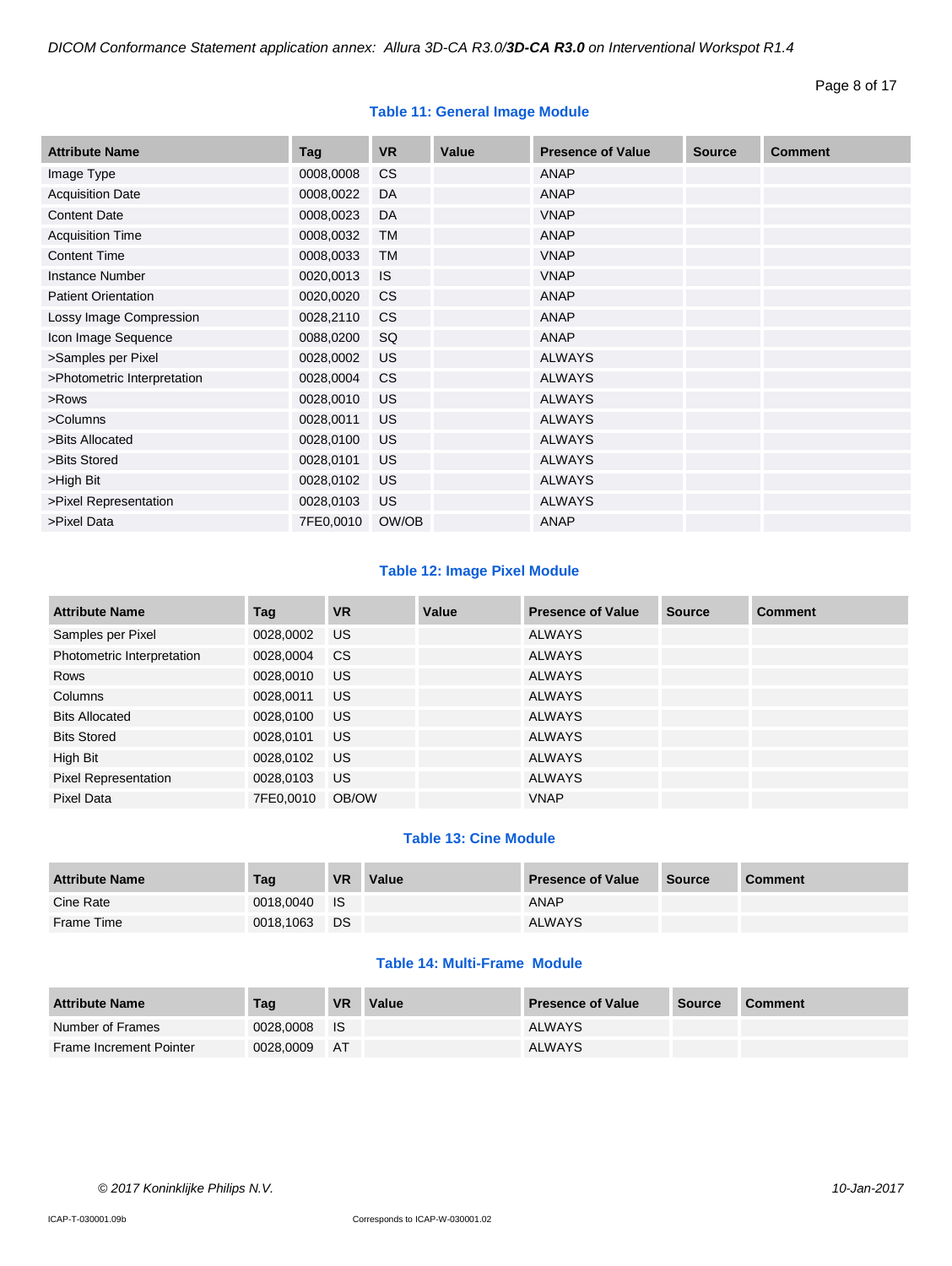**Table 11: General Image Module**

| Attribute Name | Tag | VR | Value | Presence of Value | Source | Comment |
|---|---|---|---|---|---|---|
| Image Type | 0008,0008 | CS | | ANAP | | |
| Acquisition Date | 0008,0022 | DA | | ANAP | | |
| Content Date | 0008,0023 | DA | | VNAP | | |
| Acquisition Time | 0008,0032 | TM | | ANAP | | |
| Content Time | 0008,0033 | TM | | VNAP | | |
| Instance Number | 0020,0013 | IS | | VNAP | | |
| Patient Orientation | 0020,0020 | CS | | ANAP | | |
| Lossy Image Compression | 0028,2110 | CS | | ANAP | | |
| Icon Image Sequence | 0088,0200 | SQ | | ANAP | | |
| >Samples per Pixel | 0028,0002 | US | | ALWAYS | | |
| >Photometric Interpretation | 0028,0004 | CS | | ALWAYS | | |
| >Rows | 0028,0010 | US | | ALWAYS | | |
| >Columns | 0028,0011 | US | | ALWAYS | | |
| >Bits Allocated | 0028,0100 | US | | ALWAYS | | |
| >Bits Stored | 0028,0101 | US | | ALWAYS | | |
| >High Bit | 0028,0102 | US | | ALWAYS | | |
| >Pixel Representation | 0028,0103 | US | | ALWAYS | | |
| >Pixel Data | 7FE0,0010 | OW/OB | | ANAP | | |

**Table 12: Image Pixel Module**

| Attribute Name | Tag | VR | Value | Presence of Value | Source | Comment |
|---|---|---|---|---|---|---|
| Samples per Pixel | 0028,0002 | US | | ALWAYS | | |
| Photometric Interpretation | 0028,0004 | CS | | ALWAYS | | |
| Rows | 0028,0010 | US | | ALWAYS | | |
| Columns | 0028,0011 | US | | ALWAYS | | |
| Bits Allocated | 0028,0100 | US | | ALWAYS | | |
| Bits Stored | 0028,0101 | US | | ALWAYS | | |
| High Bit | 0028,0102 | US | | ALWAYS | | |
| Pixel Representation | 0028,0103 | US | | ALWAYS | | |
| Pixel Data | 7FE0,0010 | OB/OW | | VNAP | | |

**Table 13: Cine Module**

| Attribute Name | Tag | VR | Value | Presence of Value | Source | Comment |
|---|---|---|---|---|---|---|
| Cine Rate | 0018,0040 | IS | | ANAP | | |
| Frame Time | 0018,1063 | DS | | ALWAYS | | |

**Table 14: Multi-Frame Module**

| Attribute Name | Tag | VR | Value | Presence of Value | Source | Comment |
|---|---|---|---|---|---|---|
| Number of Frames | 0028,0008 | IS | | ALWAYS | | |
| Frame Increment Pointer | 0028,0009 | AT | | ALWAYS | | |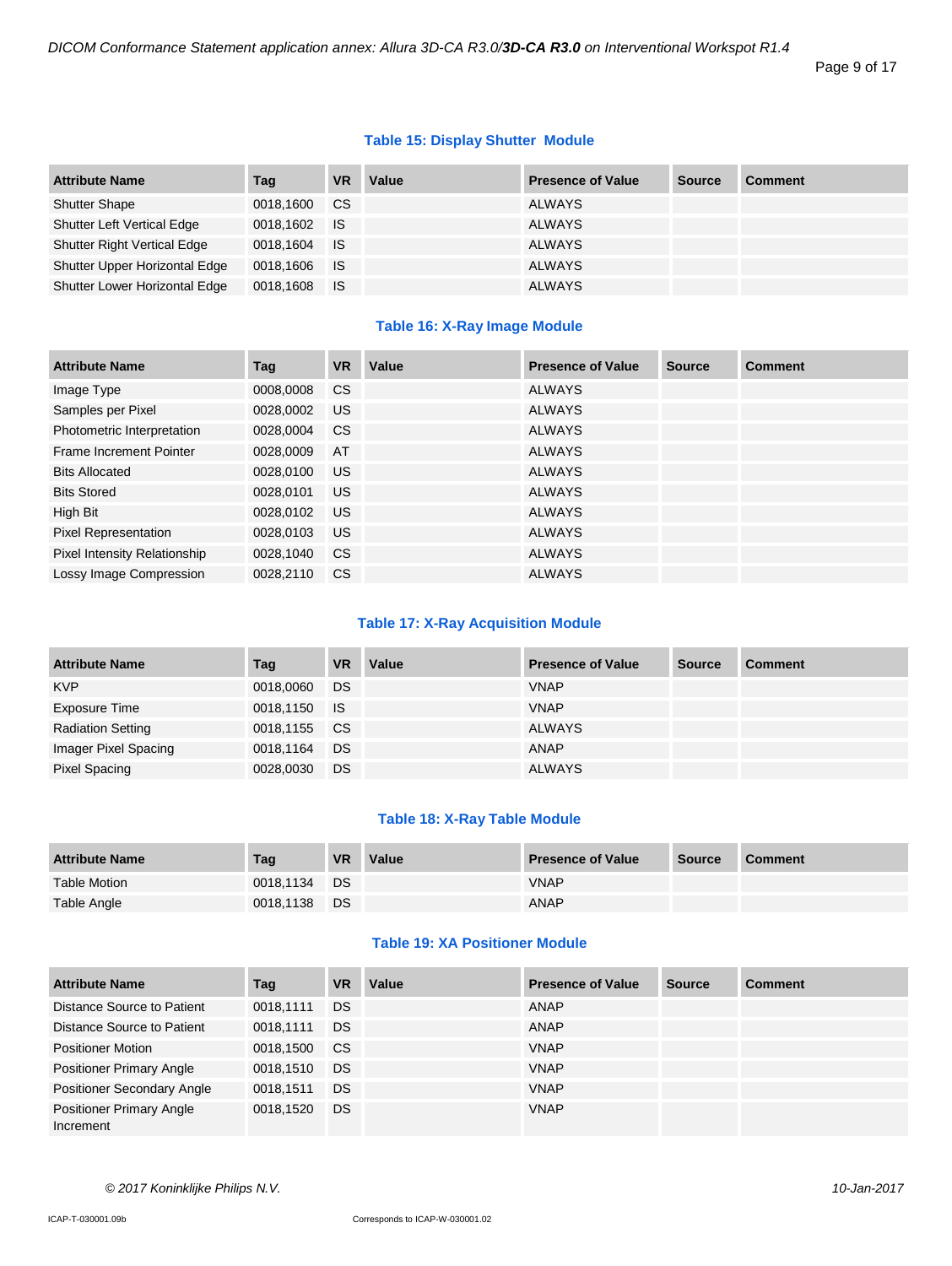### Table 15: Display Shutter Module

| Attribute Name | Tag | VR | Value | Presence of Value | Source | Comment |
|---|---|---|---|---|---|---|
| Shutter Shape | 0018,1600 | CS | | ALWAYS | | |
| Shutter Left Vertical Edge | 0018,1602 | IS | | ALWAYS | | |
| Shutter Right Vertical Edge | 0018,1604 | IS | | ALWAYS | | |
| Shutter Upper Horizontal Edge | 0018,1606 | IS | | ALWAYS | | |
| Shutter Lower Horizontal Edge | 0018,1608 | IS | | ALWAYS | | |

### Table 16: X-Ray Image Module

| Attribute Name | Tag | VR | Value | Presence of Value | Source | Comment |
|---|---|---|---|---|---|---|
| Image Type | 0008,0008 | CS | | ALWAYS | | |
| Samples per Pixel | 0028,0002 | US | | ALWAYS | | |
| Photometric Interpretation | 0028,0004 | CS | | ALWAYS | | |
| Frame Increment Pointer | 0028,0009 | AT | | ALWAYS | | |
| Bits Allocated | 0028,0100 | US | | ALWAYS | | |
| Bits Stored | 0028,0101 | US | | ALWAYS | | |
| High Bit | 0028,0102 | US | | ALWAYS | | |
| Pixel Representation | 0028,0103 | US | | ALWAYS | | |
| Pixel Intensity Relationship | 0028,1040 | CS | | ALWAYS | | |
| Lossy Image Compression | 0028,2110 | CS | | ALWAYS | | |

### Table 17: X-Ray Acquisition Module

| Attribute Name | Tag | VR | Value | Presence of Value | Source | Comment |
|---|---|---|---|---|---|---|
| KVP | 0018,0060 | DS | | VNAP | | |
| Exposure Time | 0018,1150 | IS | | VNAP | | |
| Radiation Setting | 0018,1155 | CS | | ALWAYS | | |
| Imager Pixel Spacing | 0018,1164 | DS | | ANAP | | |
| Pixel Spacing | 0028,0030 | DS | | ALWAYS | | |

### Table 18: X-Ray Table Module

| Attribute Name | Tag | VR | Value | Presence of Value | Source | Comment |
|---|---|---|---|---|---|---|
| Table Motion | 0018,1134 | DS | | VNAP | | |
| Table Angle | 0018,1138 | DS | | ANAP | | |

### Table 19: XA Positioner Module

| Attribute Name | Tag | VR | Value | Presence of Value | Source | Comment |
|---|---|---|---|---|---|---|
| Distance Source to Patient | 0018,1111 | DS | | ANAP | | |
| Distance Source to Patient | 0018,1111 | DS | | ANAP | | |
| Positioner Motion | 0018,1500 | CS | | VNAP | | |
| Positioner Primary Angle | 0018,1510 | DS | | VNAP | | |
| Positioner Secondary Angle | 0018,1511 | DS | | VNAP | | |
| Positioner Primary Angle Increment | 0018,1520 | DS | | VNAP | | |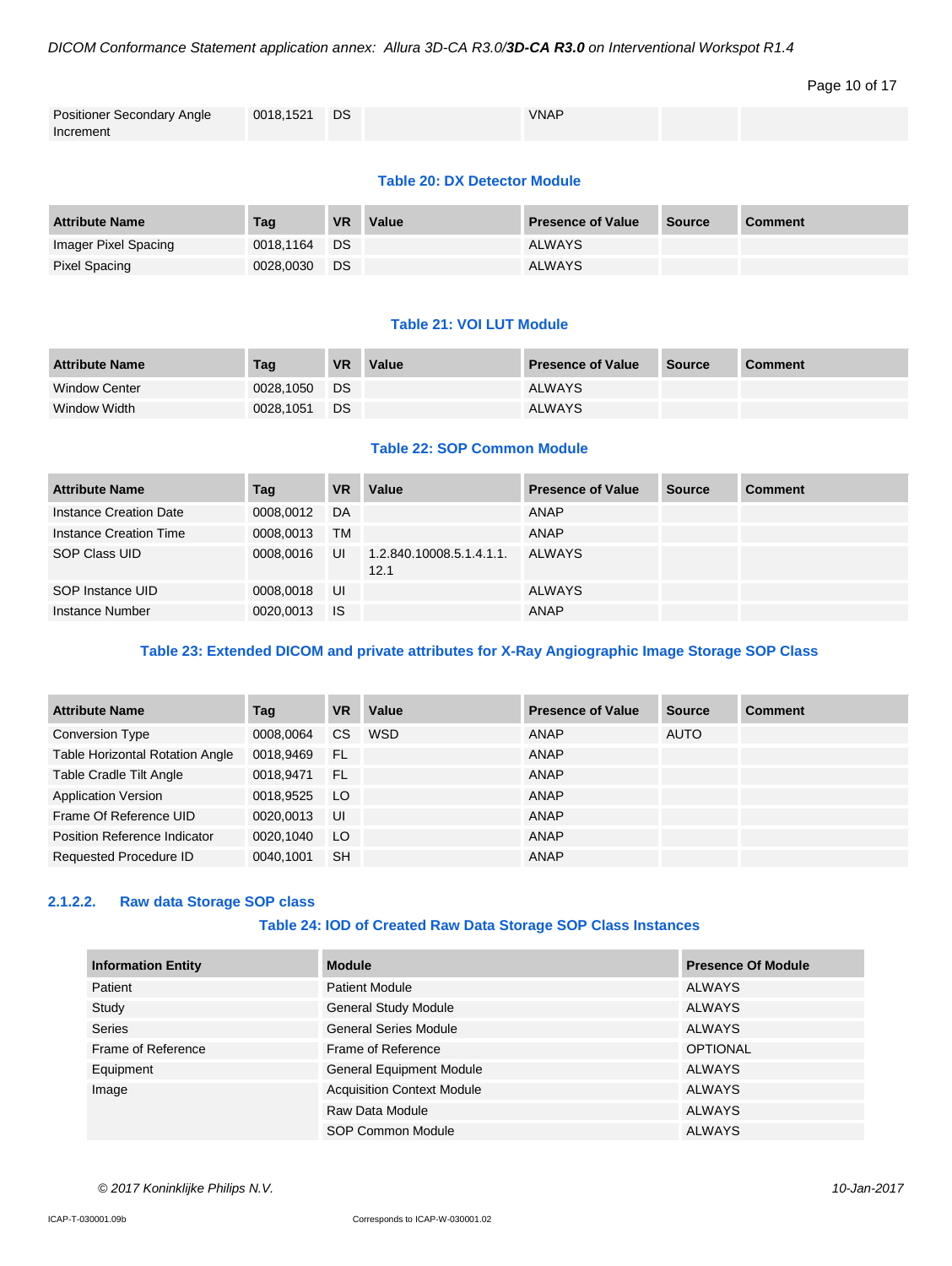| Positioner Secondary Angle Increment | 0018,1521 | DS | | VNAP | | |
|---|---|---|---|---|---|---|

**Table 20: DX Detector Module**

| Attribute Name | Tag | VR | Value | Presence of Value | Source | Comment |
|---|---|---|---|---|---|---|
| Imager Pixel Spacing | 0018,1164 | DS | | ALWAYS | | |
| Pixel Spacing | 0028,0030 | DS | | ALWAYS | | |

**Table 21: VOI LUT Module**

| Attribute Name | Tag | VR | Value | Presence of Value | Source | Comment |
|---|---|---|---|---|---|---|
| Window Center | 0028,1050 | DS | | ALWAYS | | |
| Window Width | 0028,1051 | DS | | ALWAYS | | |

**Table 22: SOP Common Module**

| Attribute Name | Tag | VR | Value | Presence of Value | Source | Comment |
|---|---|---|---|---|---|---|
| Instance Creation Date | 0008,0012 | DA | | ANAP | | |
| Instance Creation Time | 0008,0013 | TM | | ANAP | | |
| SOP Class UID | 0008,0016 | UI | 1.2.840.10008.5.1.4.1.1.12.1 | ALWAYS | | |
| SOP Instance UID | 0008,0018 | UI | | ALWAYS | | |
| Instance Number | 0020,0013 | IS | | ANAP | | |

**Table 23: Extended DICOM and private attributes for X-Ray Angiographic Image Storage SOP Class**

| Attribute Name | Tag | VR | Value | Presence of Value | Source | Comment |
|---|---|---|---|---|---|---|
| Conversion Type | 0008,0064 | CS | WSD | ANAP | AUTO | |
| Table Horizontal Rotation Angle | 0018,9469 | FL | | ANAP | | |
| Table Cradle Tilt Angle | 0018,9471 | FL | | ANAP | | |
| Application Version | 0018,9525 | LO | | ANAP | | |
| Frame Of Reference UID | 0020,0013 | UI | | ANAP | | |
| Position Reference Indicator | 0020,1040 | LO | | ANAP | | |
| Requested Procedure ID | 0040,1001 | SH | | ANAP | | |

#### 2.1.2.2. Raw data Storage SOP class

**Table 24: IOD of Created Raw Data Storage SOP Class Instances**

| Information Entity | Module | Presence Of Module |
|---|---|---|
| Patient | Patient Module | ALWAYS |
| Study | General Study Module | ALWAYS |
| Series | General Series Module | ALWAYS |
| Frame of Reference | Frame of Reference | OPTIONAL |
| Equipment | General Equipment Module | ALWAYS |
| Image | Acquisition Context Module | ALWAYS |
| | Raw Data Module | ALWAYS |
| | SOP Common Module | ALWAYS |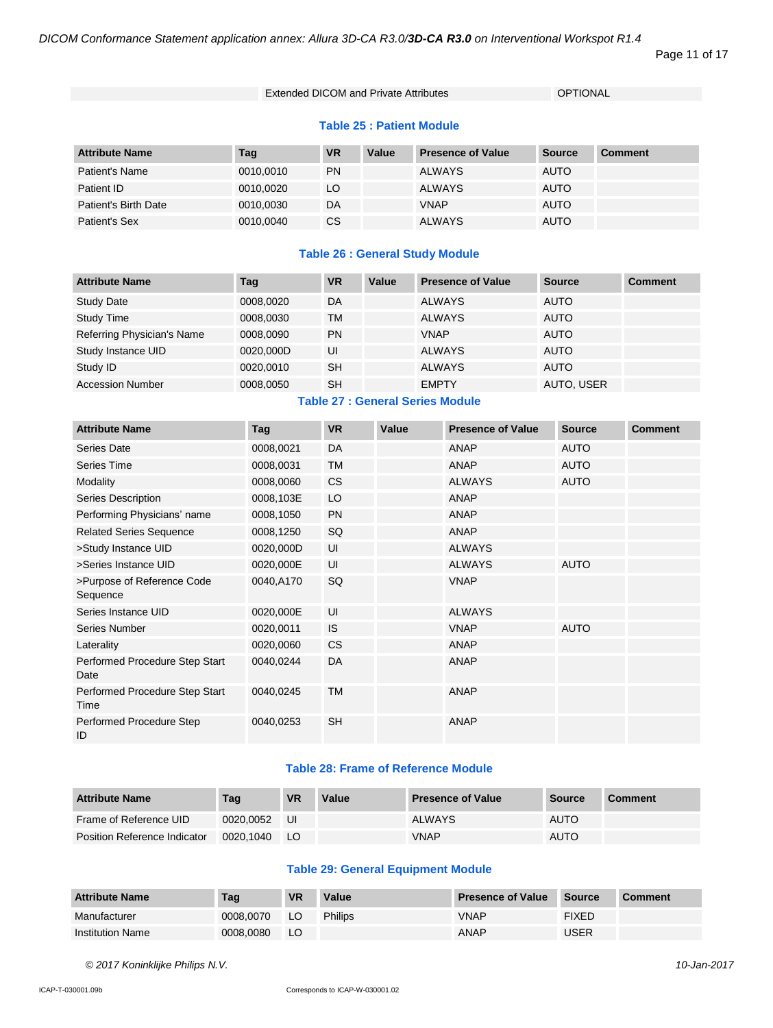| | Extended DICOM and Private Attributes | OPTIONAL |
|---|---|---|

**Table 25 : Patient Module**

| Attribute Name | Tag | VR | Value | Presence of Value | Source | Comment |
|---|---|---|---|---|---|---|
| Patient's Name | 0010,0010 | PN | | ALWAYS | AUTO | |
| Patient ID | 0010,0020 | LO | | ALWAYS | AUTO | |
| Patient's Birth Date | 0010,0030 | DA | | VNAP | AUTO | |
| Patient's Sex | 0010,0040 | CS | | ALWAYS | AUTO | |

**Table 26 : General Study Module**

| Attribute Name | Tag | VR | Value | Presence of Value | Source | Comment |
|---|---|---|---|---|---|---|
| Study Date | 0008,0020 | DA | | ALWAYS | AUTO | |
| Study Time | 0008,0030 | TM | | ALWAYS | AUTO | |
| Referring Physician's Name | 0008,0090 | PN | | VNAP | AUTO | |
| Study Instance UID | 0020,000D | UI | | ALWAYS | AUTO | |
| Study ID | 0020,0010 | SH | | ALWAYS | AUTO | |
| Accession Number | 0008,0050 | SH | | EMPTY | AUTO, USER | |

**Table 27 : General Series Module**

| Attribute Name | Tag | VR | Value | Presence of Value | Source | Comment |
|---|---|---|---|---|---|---|
| Series Date | 0008,0021 | DA | | ANAP | AUTO | |
| Series Time | 0008,0031 | TM | | ANAP | AUTO | |
| Modality | 0008,0060 | CS | | ALWAYS | AUTO | |
| Series Description | 0008,103E | LO | | ANAP | | |
| Performing Physicians' name | 0008,1050 | PN | | ANAP | | |
| Related Series Sequence | 0008,1250 | SQ | | ANAP | | |
| >Study Instance UID | 0020,000D | UI | | ALWAYS | | |
| >Series Instance UID | 0020,000E | UI | | ALWAYS | AUTO | |
| >Purpose of Reference Code Sequence | 0040,A170 | SQ | | VNAP | | |
| Series Instance UID | 0020,000E | UI | | ALWAYS | | |
| Series Number | 0020,0011 | IS | | VNAP | AUTO | |
| Laterality | 0020,0060 | CS | | ANAP | | |
| Performed Procedure Step Start Date | 0040,0244 | DA | | ANAP | | |
| Performed Procedure Step Start Time | 0040,0245 | TM | | ANAP | | |
| Performed Procedure Step ID | 0040,0253 | SH | | ANAP | | |

**Table 28: Frame of Reference Module**

| Attribute Name | Tag | VR | Value | Presence of Value | Source | Comment |
|---|---|---|---|---|---|---|
| Frame of Reference UID | 0020,0052 | UI | | ALWAYS | AUTO | |
| Position Reference Indicator | 0020,1040 | LO | | VNAP | AUTO | |

**Table 29: General Equipment Module**

| Attribute Name | Tag | VR | Value | Presence of Value | Source | Comment |
|---|---|---|---|---|---|---|
| Manufacturer | 0008,0070 | LO | Philips | VNAP | FIXED | |
| Institution Name | 0008,0080 | LO | | ANAP | USER | |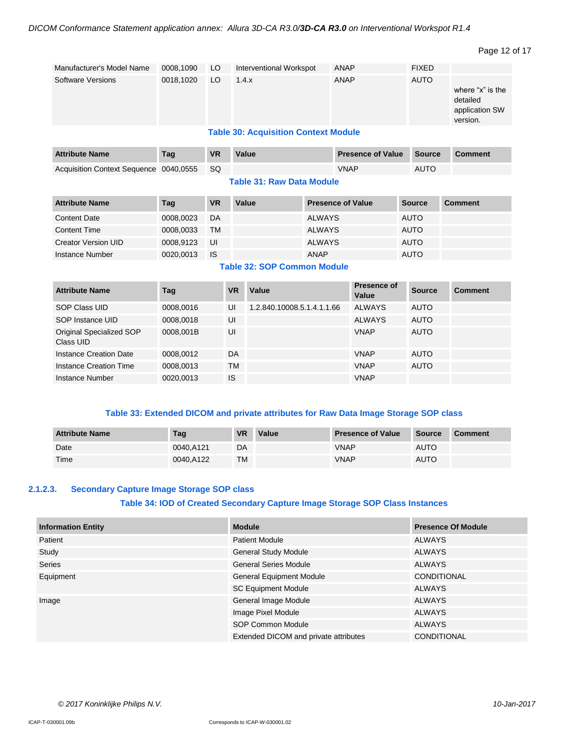| Manufacturer's Model Name | 0008,1090 | LO | Interventional Workspot | ANAP | FIXED | |
|---|---|---|---|---|---|---|
| Software Versions | 0018,1020 | LO | 1.4.x | ANAP | AUTO | where “x” is the detailed application SW version. |

**Table 30: Acquisition Context Module**

| Attribute Name | Tag | VR | Value | Presence of Value | Source | Comment |
|---|---|---|---|---|---|---|
| Acquisition Context Sequence | 0040,0555 | SQ | | VNAP | AUTO | |

**Table 31: Raw Data Module**

| Attribute Name | Tag | VR | Value | Presence of Value | Source | Comment |
|---|---|---|---|---|---|---|
| Content Date | 0008,0023 | DA | | ALWAYS | AUTO | |
| Content Time | 0008,0033 | TM | | ALWAYS | AUTO | |
| Creator Version UID | 0008,9123 | UI | | ALWAYS | AUTO | |
| Instance Number | 0020,0013 | IS | | ANAP | AUTO | |

**Table 32: SOP Common Module**

| Attribute Name | Tag | VR | Value | Presence of Value | Source | Comment |
|---|---|---|---|---|---|---|
| SOP Class UID | 0008,0016 | UI | 1.2.840.10008.5.1.4.1.1.66 | ALWAYS | AUTO | |
| SOP Instance UID | 0008,0018 | UI | | ALWAYS | AUTO | |
| Original Specialized SOP Class UID | 0008,001B | UI | | VNAP | AUTO | |
| Instance Creation Date | 0008,0012 | DA | | VNAP | AUTO | |
| Instance Creation Time | 0008,0013 | TM | | VNAP | AUTO | |
| Instance Number | 0020,0013 | IS | | VNAP | | |

**Table 33: Extended DICOM and private attributes for Raw Data Image Storage SOP class**

| Attribute Name | Tag | VR | Value | Presence of Value | Source | Comment |
|---|---|---|---|---|---|---|
| Date | 0040,A121 | DA | | VNAP | AUTO | |
| Time | 0040,A122 | TM | | VNAP | AUTO | |

### 2.1.2.3. Secondary Capture Image Storage SOP class

**Table 34: IOD of Created Secondary Capture Image Storage SOP Class Instances**

| Information Entity | Module | Presence Of Module |
|---|---|---|
| Patient | Patient Module | ALWAYS |
| Study | General Study Module | ALWAYS |
| Series | General Series Module | ALWAYS |
| Equipment | General Equipment Module | CONDITIONAL |
| | SC Equipment Module | ALWAYS |
| Image | General Image Module | ALWAYS |
| | Image Pixel Module | ALWAYS |
| | SOP Common Module | ALWAYS |
| | Extended DICOM and private attributes | CONDITIONAL |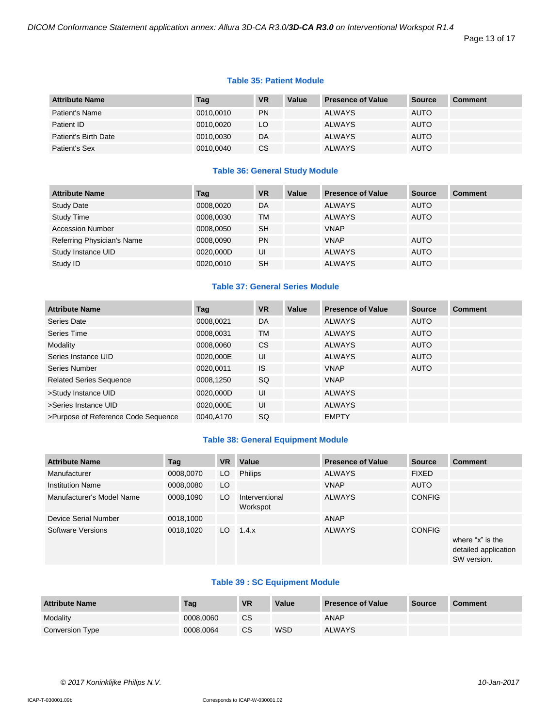**Table 35: Patient Module**

| Attribute Name | Tag | VR | Value | Presence of Value | Source | Comment |
|---|---|---|---|---|---|---|
| Patient's Name | 0010,0010 | PN | | ALWAYS | AUTO | |
| Patient ID | 0010,0020 | LO | | ALWAYS | AUTO | |
| Patient's Birth Date | 0010,0030 | DA | | ALWAYS | AUTO | |
| Patient's Sex | 0010,0040 | CS | | ALWAYS | AUTO | |

**Table 36: General Study Module**

| Attribute Name | Tag | VR | Value | Presence of Value | Source | Comment |
|---|---|---|---|---|---|---|
| Study Date | 0008,0020 | DA | | ALWAYS | AUTO | |
| Study Time | 0008,0030 | TM | | ALWAYS | AUTO | |
| Accession Number | 0008,0050 | SH | | VNAP | | |
| Referring Physician's Name | 0008,0090 | PN | | VNAP | AUTO | |
| Study Instance UID | 0020,000D | UI | | ALWAYS | AUTO | |
| Study ID | 0020,0010 | SH | | ALWAYS | AUTO | |

**Table 37: General Series Module**

| Attribute Name | Tag | VR | Value | Presence of Value | Source | Comment |
|---|---|---|---|---|---|---|
| Series Date | 0008,0021 | DA | | ALWAYS | AUTO | |
| Series Time | 0008,0031 | TM | | ALWAYS | AUTO | |
| Modality | 0008,0060 | CS | | ALWAYS | AUTO | |
| Series Instance UID | 0020,000E | UI | | ALWAYS | AUTO | |
| Series Number | 0020,0011 | IS | | VNAP | AUTO | |
| Related Series Sequence | 0008,1250 | SQ | | VNAP | | |
| >Study Instance UID | 0020,000D | UI | | ALWAYS | | |
| >Series Instance UID | 0020,000E | UI | | ALWAYS | | |
| >Purpose of Reference Code Sequence | 0040,A170 | SQ | | EMPTY | | |

**Table 38: General Equipment Module**

| Attribute Name | Tag | VR | Value | Presence of Value | Source | Comment |
|---|---|---|---|---|---|---|
| Manufacturer | 0008,0070 | LO | Philips | ALWAYS | FIXED | |
| Institution Name | 0008,0080 | LO | | VNAP | AUTO | |
| Manufacturer's Model Name | 0008,1090 | LO | Interventional Workspot | ALWAYS | CONFIG | |
| Device Serial Number | 0018,1000 | | | ANAP | | |
| Software Versions | 0018,1020 | LO | 1.4.x | ALWAYS | CONFIG | where “x” is the detailed application SW version. |

**Table 39 : SC Equipment Module**

| Attribute Name | Tag | VR | Value | Presence of Value | Source | Comment |
|---|---|---|---|---|---|---|
| Modality | 0008,0060 | CS | | ANAP | | |
| Conversion Type | 0008,0064 | CS | WSD | ALWAYS | | |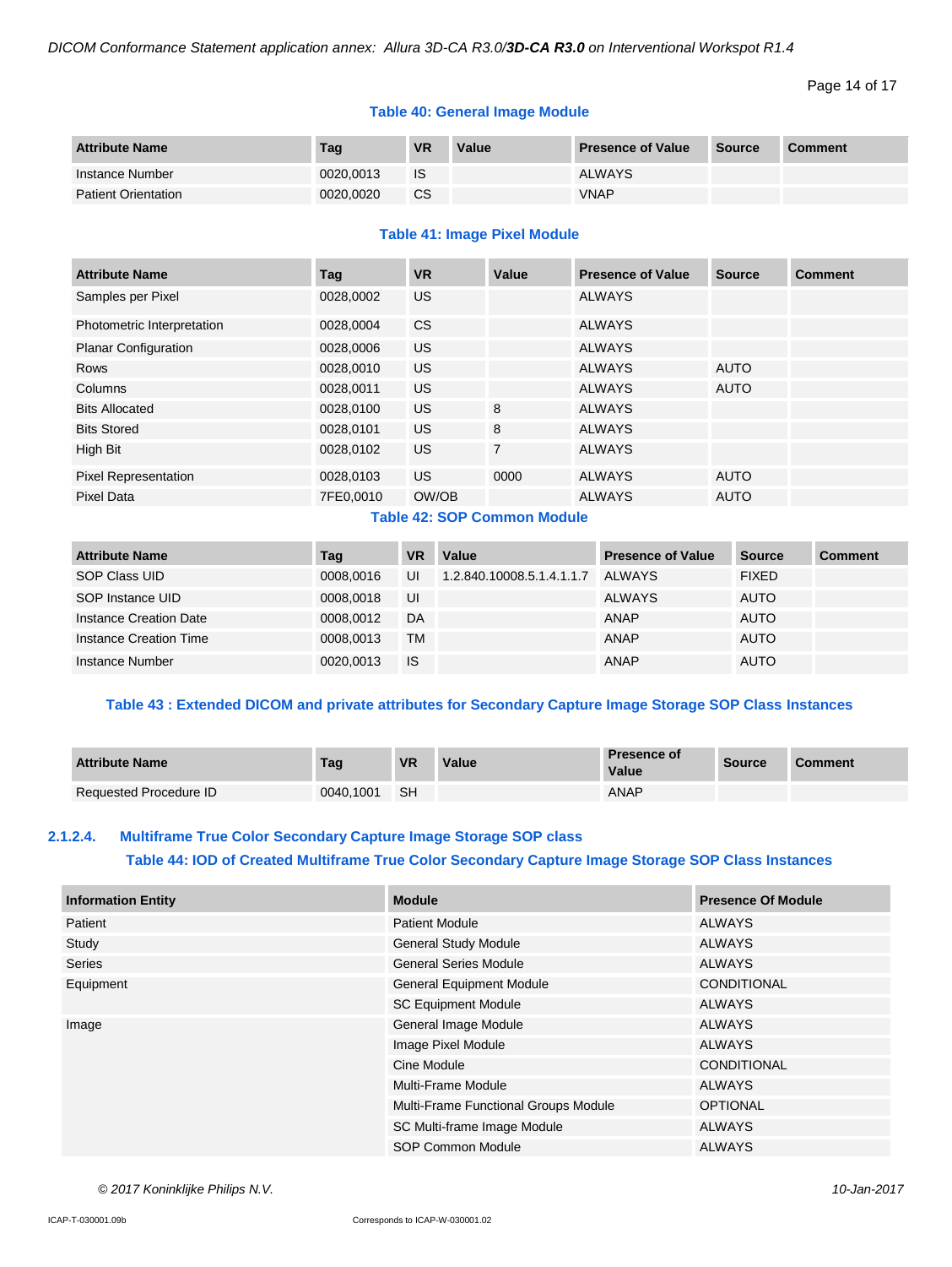**Table 40: General Image Module**

| Attribute Name | Tag | VR | Value | Presence of Value | Source | Comment |
|---|---|---|---|---|---|---|
| Instance Number | 0020,0013 | IS | | ALWAYS | | |
| Patient Orientation | 0020,0020 | CS | | VNAP | | |

**Table 41: Image Pixel Module**

| Attribute Name | Tag | VR | Value | Presence of Value | Source | Comment |
|---|---|---|---|---|---|---|
| Samples per Pixel | 0028,0002 | US | | ALWAYS | | |
| Photometric Interpretation | 0028,0004 | CS | | ALWAYS | | |
| Planar Configuration | 0028,0006 | US | | ALWAYS | | |
| Rows | 0028,0010 | US | | ALWAYS | AUTO | |
| Columns | 0028,0011 | US | | ALWAYS | AUTO | |
| Bits Allocated | 0028,0100 | US | 8 | ALWAYS | | |
| Bits Stored | 0028,0101 | US | 8 | ALWAYS | | |
| High Bit | 0028,0102 | US | 7 | ALWAYS | | |
| Pixel Representation | 0028,0103 | US | 0000 | ALWAYS | AUTO | |
| Pixel Data | 7FE0,0010 | OW/OB | | ALWAYS | AUTO | |

**Table 42: SOP Common Module**

| Attribute Name | Tag | VR | Value | Presence of Value | Source | Comment |
|---|---|---|---|---|---|---|
| SOP Class UID | 0008,0016 | UI | 1.2.840.10008.5.1.4.1.1.7 | ALWAYS | FIXED | |
| SOP Instance UID | 0008,0018 | UI | | ALWAYS | AUTO | |
| Instance Creation Date | 0008,0012 | DA | | ANAP | AUTO | |
| Instance Creation Time | 0008,0013 | TM | | ANAP | AUTO | |
| Instance Number | 0020,0013 | IS | | ANAP | AUTO | |

**Table 43 : Extended DICOM and private attributes for Secondary Capture Image Storage SOP Class Instances**

| Attribute Name | Tag | VR | Value | Presence of Value | Source | Comment |
|---|---|---|---|---|---|---|
| Requested Procedure ID | 0040,1001 | SH | | ANAP | | |

#### 2.1.2.4. Multiframe True Color Secondary Capture Image Storage SOP class

**Table 44: IOD of Created Multiframe True Color Secondary Capture Image Storage SOP Class Instances**

| Information Entity | Module | Presence Of Module |
|---|---|---|
| Patient | Patient Module | ALWAYS |
| Study | General Study Module | ALWAYS |
| Series | General Series Module | ALWAYS |
| Equipment | General Equipment Module | CONDITIONAL |
| | SC Equipment Module | ALWAYS |
| Image | General Image Module | ALWAYS |
| | Image Pixel Module | ALWAYS |
| | Cine Module | CONDITIONAL |
| | Multi-Frame Module | ALWAYS |
| | Multi-Frame Functional Groups Module | OPTIONAL |
| | SC Multi-frame Image Module | ALWAYS |
| | SOP Common Module | ALWAYS |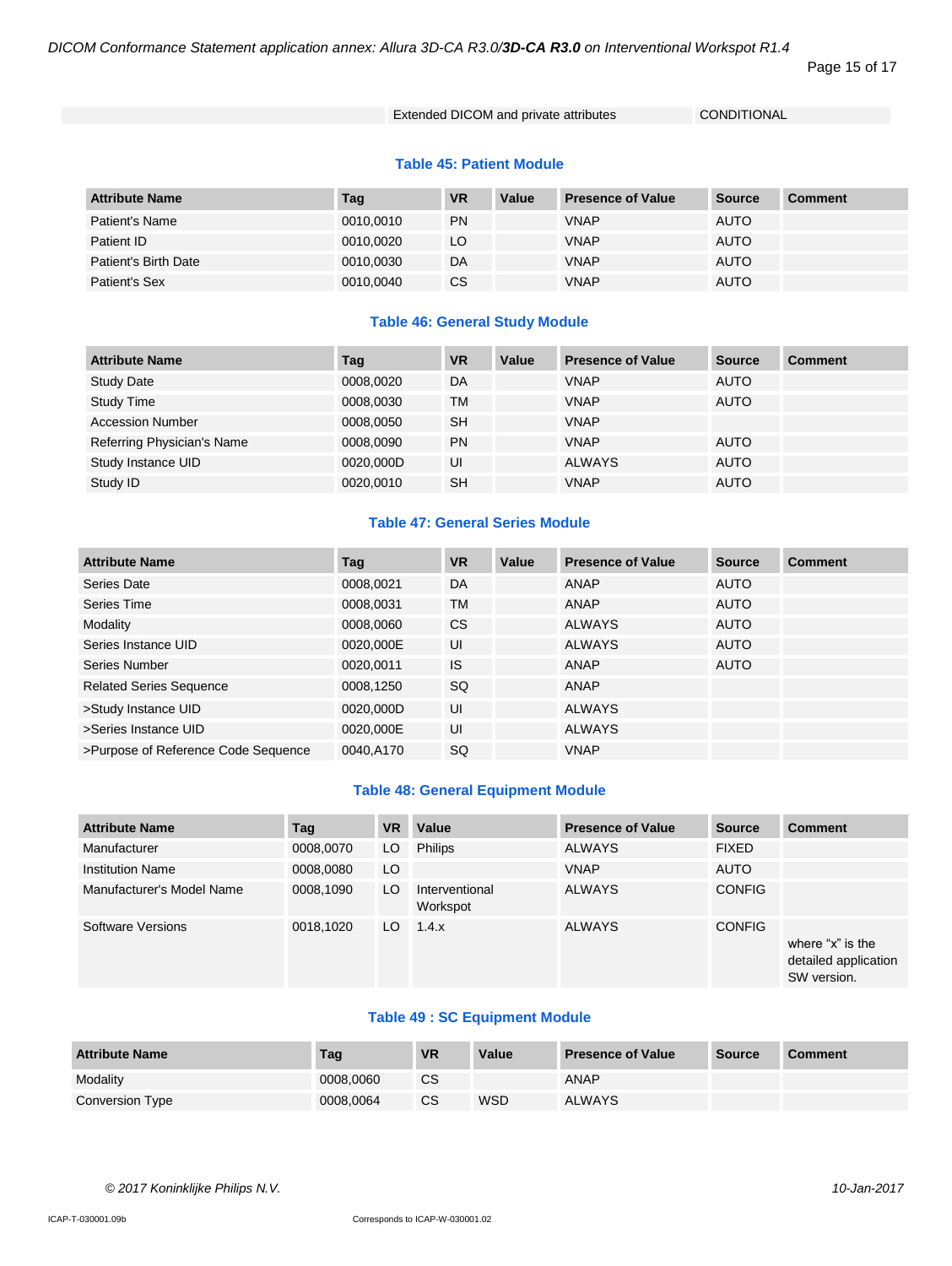| | Extended DICOM and private attributes | CONDITIONAL |
|---|---|---|

**Table 45: Patient Module**

| Attribute Name | Tag | VR | Value | Presence of Value | Source | Comment |
|---|---|---|---|---|---|---|
| Patient's Name | 0010,0010 | PN | | VNAP | AUTO | |
| Patient ID | 0010,0020 | LO | | VNAP | AUTO | |
| Patient's Birth Date | 0010,0030 | DA | | VNAP | AUTO | |
| Patient's Sex | 0010,0040 | CS | | VNAP | AUTO | |

**Table 46: General Study Module**

| Attribute Name | Tag | VR | Value | Presence of Value | Source | Comment |
|---|---|---|---|---|---|---|
| Study Date | 0008,0020 | DA | | VNAP | AUTO | |
| Study Time | 0008,0030 | TM | | VNAP | AUTO | |
| Accession Number | 0008,0050 | SH | | VNAP | | |
| Referring Physician's Name | 0008,0090 | PN | | VNAP | AUTO | |
| Study Instance UID | 0020,000D | UI | | ALWAYS | AUTO | |
| Study ID | 0020,0010 | SH | | VNAP | AUTO | |

**Table 47: General Series Module**

| Attribute Name | Tag | VR | Value | Presence of Value | Source | Comment |
|---|---|---|---|---|---|---|
| Series Date | 0008,0021 | DA | | ANAP | AUTO | |
| Series Time | 0008,0031 | TM | | ANAP | AUTO | |
| Modality | 0008,0060 | CS | | ALWAYS | AUTO | |
| Series Instance UID | 0020,000E | UI | | ALWAYS | AUTO | |
| Series Number | 0020,0011 | IS | | ANAP | AUTO | |
| Related Series Sequence | 0008,1250 | SQ | | ANAP | | |
| >Study Instance UID | 0020,000D | UI | | ALWAYS | | |
| >Series Instance UID | 0020,000E | UI | | ALWAYS | | |
| >Purpose of Reference Code Sequence | 0040,A170 | SQ | | VNAP | | |

**Table 48: General Equipment Module**

| Attribute Name | Tag | VR | Value | Presence of Value | Source | Comment |
|---|---|---|---|---|---|---|
| Manufacturer | 0008,0070 | LO | Philips | ALWAYS | FIXED | |
| Institution Name | 0008,0080 | LO | | VNAP | AUTO | |
| Manufacturer's Model Name | 0008,1090 | LO | Interventional Workspot | ALWAYS | CONFIG | |
| Software Versions | 0018,1020 | LO | 1.4.x | ALWAYS | CONFIG | where "x" is the detailed application SW version. |

**Table 49 : SC Equipment Module**

| Attribute Name | Tag | VR | Value | Presence of Value | Source | Comment |
|---|---|---|---|---|---|---|
| Modality | 0008,0060 | CS | | ANAP | | |
| Conversion Type | 0008,0064 | CS | WSD | ALWAYS | | |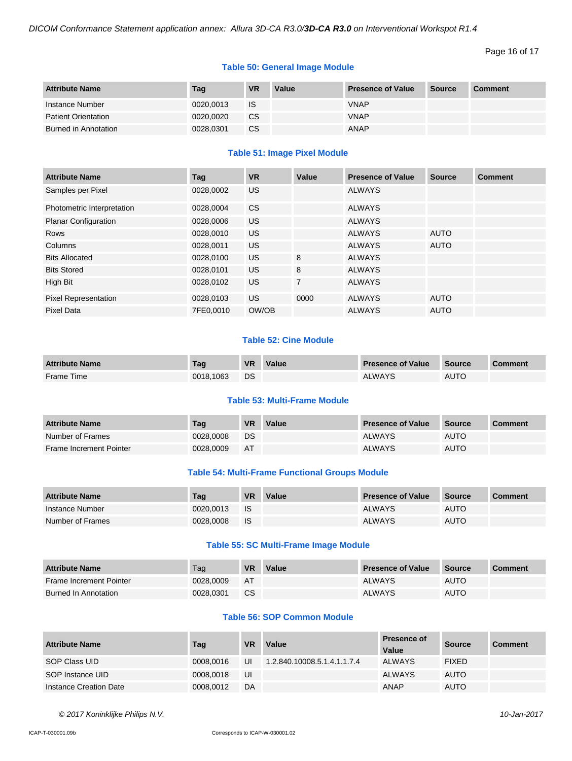**Table 50: General Image Module**

| Attribute Name | Tag | VR | Value | Presence of Value | Source | Comment |
|---|---|---|---|---|---|---|
| Instance Number | 0020,0013 | IS | | VNAP | | |
| Patient Orientation | 0020,0020 | CS | | VNAP | | |
| Burned in Annotation | 0028,0301 | CS | | ANAP | | |

**Table 51: Image Pixel Module**

| Attribute Name | Tag | VR | Value | Presence of Value | Source | Comment |
|---|---|---|---|---|---|---|
| Samples per Pixel | 0028,0002 | US | | ALWAYS | | |
| Photometric Interpretation | 0028,0004 | CS | | ALWAYS | | |
| Planar Configuration | 0028,0006 | US | | ALWAYS | | |
| Rows | 0028,0010 | US | | ALWAYS | AUTO | |
| Columns | 0028,0011 | US | | ALWAYS | AUTO | |
| Bits Allocated | 0028,0100 | US | 8 | ALWAYS | | |
| Bits Stored | 0028,0101 | US | 8 | ALWAYS | | |
| High Bit | 0028,0102 | US | 7 | ALWAYS | | |
| Pixel Representation | 0028,0103 | US | 0000 | ALWAYS | AUTO | |
| Pixel Data | 7FE0,0010 | OW/OB | | ALWAYS | AUTO | |

**Table 52: Cine Module**

| Attribute Name | Tag | VR | Value | Presence of Value | Source | Comment |
|---|---|---|---|---|---|---|
| Frame Time | 0018,1063 | DS | | ALWAYS | AUTO | |

**Table 53: Multi-Frame Module**

| Attribute Name | Tag | VR | Value | Presence of Value | Source | Comment |
|---|---|---|---|---|---|---|
| Number of Frames | 0028,0008 | DS | | ALWAYS | AUTO | |
| Frame Increment Pointer | 0028,0009 | AT | | ALWAYS | AUTO | |

**Table 54: Multi-Frame Functional Groups Module**

| Attribute Name | Tag | VR | Value | Presence of Value | Source | Comment |
|---|---|---|---|---|---|---|
| Instance Number | 0020,0013 | IS | | ALWAYS | AUTO | |
| Number of Frames | 0028,0008 | IS | | ALWAYS | AUTO | |

**Table 55: SC Multi-Frame Image Module**

| Attribute Name | Tag | VR | Value | Presence of Value | Source | Comment |
|---|---|---|---|---|---|---|
| Frame Increment Pointer | 0028,0009 | AT | | ALWAYS | AUTO | |
| Burned In Annotation | 0028,0301 | CS | | ALWAYS | AUTO | |

**Table 56: SOP Common Module**

| Attribute Name | Tag | VR | Value | Presence of Value | Source | Comment |
|---|---|---|---|---|---|---|
| SOP Class UID | 0008,0016 | UI | 1.2.840.10008.5.1.4.1.1.7.4 | ALWAYS | FIXED | |
| SOP Instance UID | 0008,0018 | UI | | ALWAYS | AUTO | |
| Instance Creation Date | 0008,0012 | DA | | ANAP | AUTO | |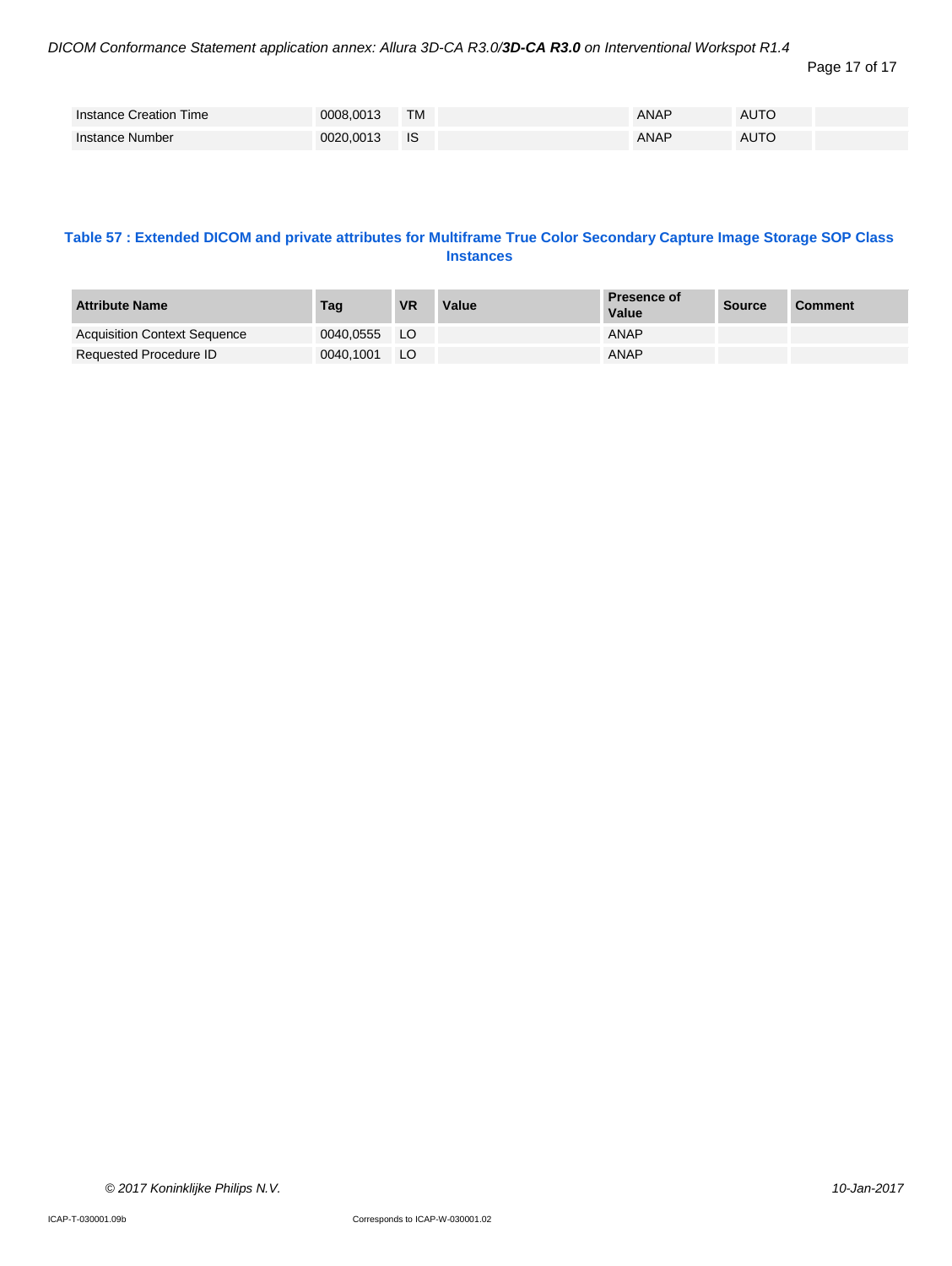| | | | | | | |
|---|---|---|---|---|---|---|
| Instance Creation Time | 0008,0013 | TM | | ANAP | AUTO | |
| Instance Number | 0020,0013 | IS | | ANAP | AUTO | |

**Table 57 : Extended DICOM and private attributes for Multiframe True Color Secondary Capture Image Storage SOP Class Instances**

| Attribute Name | Tag | VR | Value | Presence of Value | Source | Comment |
|---|---|---|---|---|---|---|
| Acquisition Context Sequence | 0040,0555 | LO | | ANAP | | |
| Requested Procedure ID | 0040,1001 | LO | | ANAP | | |